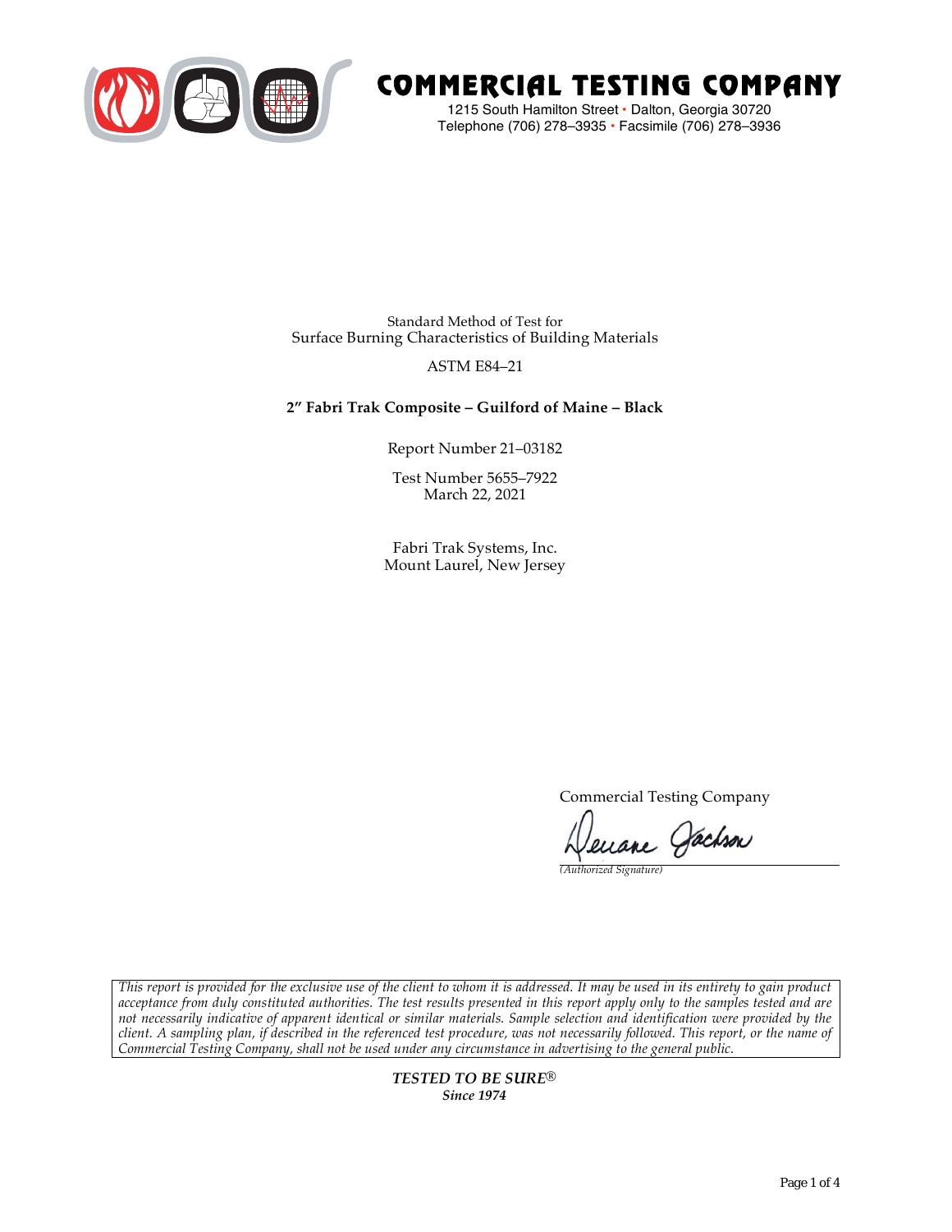# COMMERCIAL TESTING COMPANY

1215 South Hamilton Street • Dalton, Georgia 30720
Telephone (706) 278–3935 • Facsimile (706) 278–3936

Standard Method of Test for
Surface Burning Characteristics of Building Materials

ASTM E84–21

**2″ Fabri Trak Composite – Guilford of Maine – Black**

Report Number 21–03182

Test Number 5655–7922
March 22, 2021

Fabri Trak Systems, Inc.
Mount Laurel, New Jersey

Commercial Testing Company

Deuane Jackson
*(Authorized Signature)*

*This report is provided for the exclusive use of the client to whom it is addressed. It may be used in its entirety to gain product acceptance from duly constituted authorities. The test results presented in this report apply only to the samples tested and are not necessarily indicative of apparent identical or similar materials. Sample selection and identification were provided by the client. A sampling plan, if described in the referenced test procedure, was not necessarily followed. This report, or the name of Commercial Testing Company, shall not be used under any circumstance in advertising to the general public.*

***TESTED TO BE SURE®***
***Since 1974***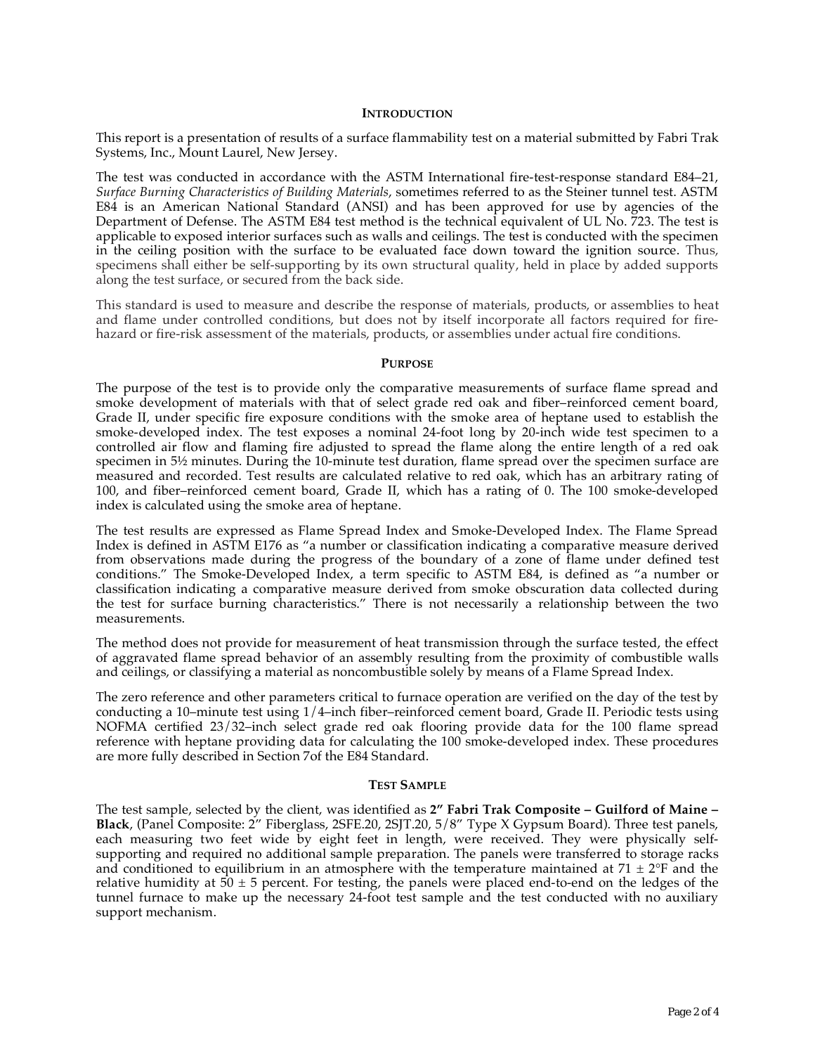## INTRODUCTION

This report is a presentation of results of a surface flammability test on a material submitted by Fabri Trak Systems, Inc., Mount Laurel, New Jersey.

The test was conducted in accordance with the ASTM International fire-test-response standard E84–21, *Surface Burning Characteristics of Building Materials*, sometimes referred to as the Steiner tunnel test. ASTM E84 is an American National Standard (ANSI) and has been approved for use by agencies of the Department of Defense. The ASTM E84 test method is the technical equivalent of UL No. 723. The test is applicable to exposed interior surfaces such as walls and ceilings. The test is conducted with the specimen in the ceiling position with the surface to be evaluated face down toward the ignition source. Thus, specimens shall either be self-supporting by its own structural quality, held in place by added supports along the test surface, or secured from the back side.

This standard is used to measure and describe the response of materials, products, or assemblies to heat and flame under controlled conditions, but does not by itself incorporate all factors required for fire-hazard or fire-risk assessment of the materials, products, or assemblies under actual fire conditions.

## PURPOSE

The purpose of the test is to provide only the comparative measurements of surface flame spread and smoke development of materials with that of select grade red oak and fiber–reinforced cement board, Grade II, under specific fire exposure conditions with the smoke area of heptane used to establish the smoke-developed index. The test exposes a nominal 24-foot long by 20-inch wide test specimen to a controlled air flow and flaming fire adjusted to spread the flame along the entire length of a red oak specimen in 5½ minutes. During the 10-minute test duration, flame spread over the specimen surface are measured and recorded. Test results are calculated relative to red oak, which has an arbitrary rating of 100, and fiber–reinforced cement board, Grade II, which has a rating of 0. The 100 smoke-developed index is calculated using the smoke area of heptane.

The test results are expressed as Flame Spread Index and Smoke-Developed Index. The Flame Spread Index is defined in ASTM E176 as "a number or classification indicating a comparative measure derived from observations made during the progress of the boundary of a zone of flame under defined test conditions." The Smoke-Developed Index, a term specific to ASTM E84, is defined as "a number or classification indicating a comparative measure derived from smoke obscuration data collected during the test for surface burning characteristics." There is not necessarily a relationship between the two measurements.

The method does not provide for measurement of heat transmission through the surface tested, the effect of aggravated flame spread behavior of an assembly resulting from the proximity of combustible walls and ceilings, or classifying a material as noncombustible solely by means of a Flame Spread Index.

The zero reference and other parameters critical to furnace operation are verified on the day of the test by conducting a 10–minute test using 1/4–inch fiber–reinforced cement board, Grade II. Periodic tests using NOFMA certified 23/32–inch select grade red oak flooring provide data for the 100 flame spread reference with heptane providing data for calculating the 100 smoke-developed index. These procedures are more fully described in Section 7of the E84 Standard.

## TEST SAMPLE

The test sample, selected by the client, was identified as **2" Fabri Trak Composite – Guilford of Maine – Black**, (Panel Composite: 2" Fiberglass, 2SFE.20, 2SJT.20, 5/8" Type X Gypsum Board). Three test panels, each measuring two feet wide by eight feet in length, were received. They were physically self-supporting and required no additional sample preparation. The panels were transferred to storage racks and conditioned to equilibrium in an atmosphere with the temperature maintained at 71 ± 2°F and the relative humidity at 50 ± 5 percent. For testing, the panels were placed end-to-end on the ledges of the tunnel furnace to make up the necessary 24-foot test sample and the test conducted with no auxiliary support mechanism.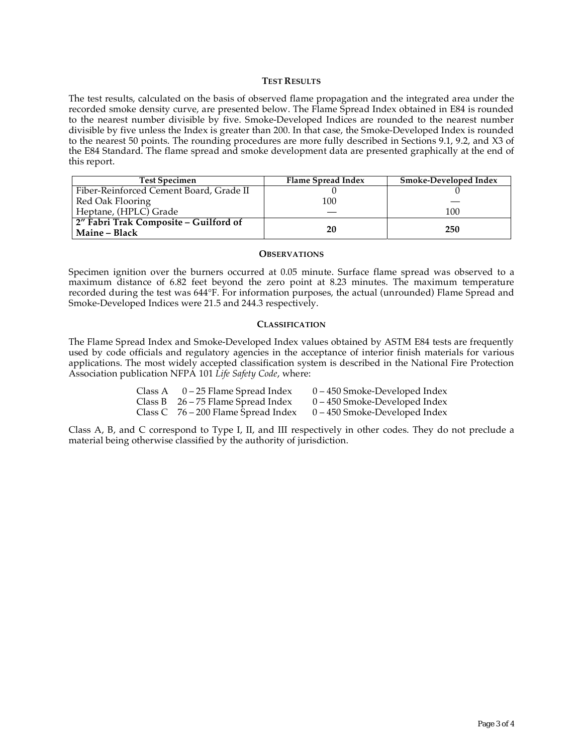## TEST RESULTS

The test results, calculated on the basis of observed flame propagation and the integrated area under the recorded smoke density curve, are presented below. The Flame Spread Index obtained in E84 is rounded to the nearest number divisible by five. Smoke-Developed Indices are rounded to the nearest number divisible by five unless the Index is greater than 200. In that case, the Smoke-Developed Index is rounded to the nearest 50 points. The rounding procedures are more fully described in Sections 9.1, 9.2, and X3 of the E84 Standard. The flame spread and smoke development data are presented graphically at the end of this report.

| Test Specimen | Flame Spread Index | Smoke-Developed Index |
|---|---|---|
| Fiber-Reinforced Cement Board, Grade II | 0 | 0 |
| Red Oak Flooring | 100 | — |
| Heptane, (HPLC) Grade | — | 100 |
| **2″ Fabri Trak Composite – Guilford of Maine – Black** | **20** | **250** |

## OBSERVATIONS

Specimen ignition over the burners occurred at 0.05 minute. Surface flame spread was observed to a maximum distance of 6.82 feet beyond the zero point at 8.23 minutes. The maximum temperature recorded during the test was 644°F. For information purposes, the actual (unrounded) Flame Spread and Smoke-Developed Indices were 21.5 and 244.3 respectively.

## CLASSIFICATION

The Flame Spread Index and Smoke-Developed Index values obtained by ASTM E84 tests are frequently used by code officials and regulatory agencies in the acceptance of interior finish materials for various applications. The most widely accepted classification system is described in the National Fire Protection Association publication NFPA 101 *Life Safety Code*, where:

| | | |
|---|---|---|
| Class A | 0 – 25 Flame Spread Index | 0 – 450 Smoke-Developed Index |
| Class B | 26 – 75 Flame Spread Index | 0 – 450 Smoke-Developed Index |
| Class C | 76 – 200 Flame Spread Index | 0 – 450 Smoke-Developed Index |

Class A, B, and C correspond to Type I, II, and III respectively in other codes. They do not preclude a material being otherwise classified by the authority of jurisdiction.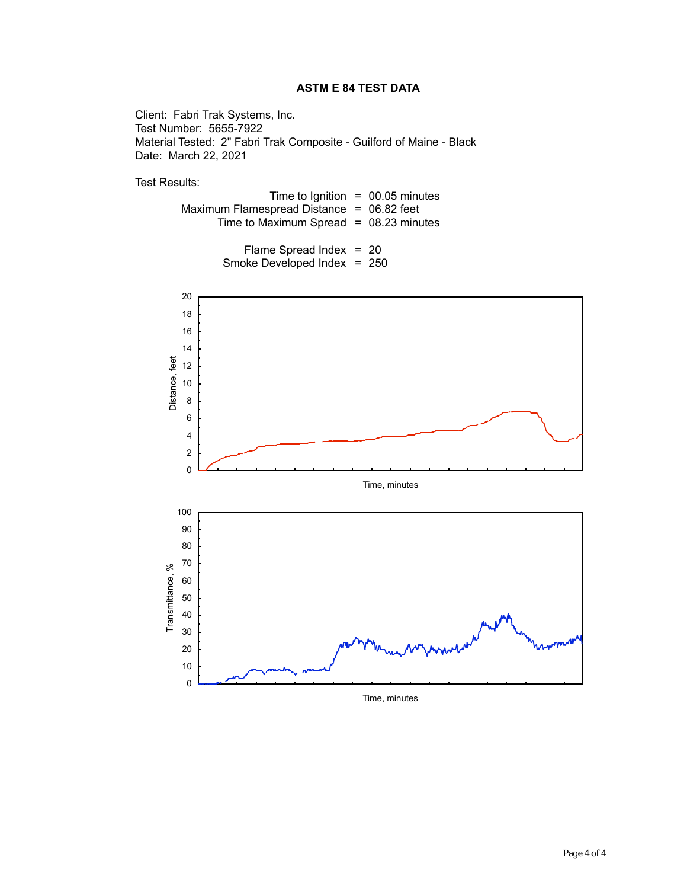# ASTM E 84 TEST DATA

Client: Fabri Trak Systems, Inc.
Test Number: 5655-7922
Material Tested: 2" Fabri Trak Composite - Guilford of Maine - Black
Date: March 22, 2021

Test Results:

Time to Ignition = 00.05 minutes
Maximum Flamespread Distance = 06.82 feet
Time to Maximum Spread = 08.23 minutes

Flame Spread Index = 20
Smoke Developed Index = 250

Distance, feet
0
2
4
6
8
10
12
14
16
18
20
Time, minutes

Transmittance, %
0
10
20
30
40
50
60
70
80
90
100
Time, minutes